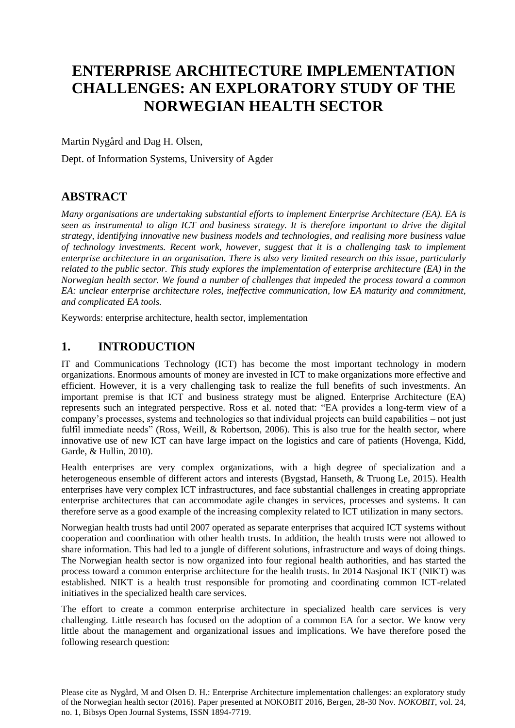# ENTERPRISE ARCHITECTURE IMPLEMENTATION CHALLENGES: AN EXPLORATORY STUDY OF THE NORWEGIAN HEALTH SECTOR

Martin Nygård and Dag H. Olsen,

Dept. of Information Systems, University of Agder

## ABSTRACT

*Many organisations are undertaking substantial efforts to implement Enterprise Architecture (EA). EA is seen as instrumental to align ICT and business strategy. It is therefore important to drive the digital strategy, identifying innovative new business models and technologies, and realising more business value of technology investments. Recent work, however, suggest that it is a challenging task to implement enterprise architecture in an organisation. There is also very limited research on this issue, particularly related to the public sector. This study explores the implementation of enterprise architecture (EA) in the Norwegian health sector. We found a number of challenges that impeded the process toward a common EA: unclear enterprise architecture roles, ineffective communication, low EA maturity and commitment, and complicated EA tools.*

Keywords: enterprise architecture, health sector, implementation

## 1. INTRODUCTION

IT and Communications Technology (ICT) has become the most important technology in modern organizations. Enormous amounts of money are invested in ICT to make organizations more effective and efficient. However, it is a very challenging task to realize the full benefits of such investments. An important premise is that ICT and business strategy must be aligned. Enterprise Architecture (EA) represents such an integrated perspective. Ross et al. noted that: "EA provides a long-term view of a company's processes, systems and technologies so that individual projects can build capabilities – not just fulfil immediate needs" (Ross, Weill, & Robertson, 2006). This is also true for the health sector, where innovative use of new ICT can have large impact on the logistics and care of patients (Hovenga, Kidd, Garde, & Hullin, 2010).

Health enterprises are very complex organizations, with a high degree of specialization and a heterogeneous ensemble of different actors and interests (Bygstad, Hanseth, & Truong Le, 2015). Health enterprises have very complex ICT infrastructures, and face substantial challenges in creating appropriate enterprise architectures that can accommodate agile changes in services, processes and systems. It can therefore serve as a good example of the increasing complexity related to ICT utilization in many sectors.

Norwegian health trusts had until 2007 operated as separate enterprises that acquired ICT systems without cooperation and coordination with other health trusts. In addition, the health trusts were not allowed to share information. This had led to a jungle of different solutions, infrastructure and ways of doing things. The Norwegian health sector is now organized into four regional health authorities, and has started the process toward a common enterprise architecture for the health trusts. In 2014 Nasjonal IKT (NIKT) was established. NIKT is a health trust responsible for promoting and coordinating common ICT-related initiatives in the specialized health care services.

The effort to create a common enterprise architecture in specialized health care services is very challenging. Little research has focused on the adoption of a common EA for a sector. We know very little about the management and organizational issues and implications. We have therefore posed the following research question:

Please cite as Nygård, M and Olsen D. H.: Enterprise Architecture implementation challenges: an exploratory study of the Norwegian health sector (2016). Paper presented at NOKOBIT 2016, Bergen, 28-30 Nov. *NOKOBIT*, vol. 24, no. 1, Bibsys Open Journal Systems, ISSN 1894-7719.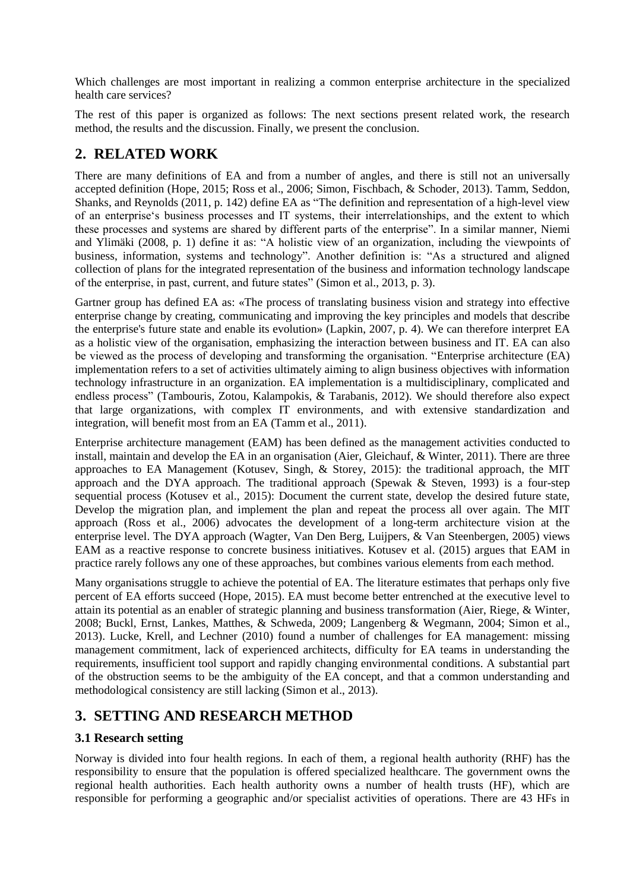Which challenges are most important in realizing a common enterprise architecture in the specialized health care services?

The rest of this paper is organized as follows: The next sections present related work, the research method, the results and the discussion. Finally, we present the conclusion.

## 2. RELATED WORK

There are many definitions of EA and from a number of angles, and there is still not an universally accepted definition (Hope, 2015; Ross et al., 2006; Simon, Fischbach, & Schoder, 2013). Tamm, Seddon, Shanks, and Reynolds (2011, p. 142) define EA as "The definition and representation of a high-level view of an enterprise's business processes and IT systems, their interrelationships, and the extent to which these processes and systems are shared by different parts of the enterprise". In a similar manner, Niemi and Ylimäki (2008, p. 1) define it as: "A holistic view of an organization, including the viewpoints of business, information, systems and technology". Another definition is: "As a structured and aligned collection of plans for the integrated representation of the business and information technology landscape of the enterprise, in past, current, and future states" (Simon et al., 2013, p. 3).

Gartner group has defined EA as: «The process of translating business vision and strategy into effective enterprise change by creating, communicating and improving the key principles and models that describe the enterprise's future state and enable its evolution» (Lapkin, 2007, p. 4). We can therefore interpret EA as a holistic view of the organisation, emphasizing the interaction between business and IT. EA can also be viewed as the process of developing and transforming the organisation. "Enterprise architecture (EA) implementation refers to a set of activities ultimately aiming to align business objectives with information technology infrastructure in an organization. EA implementation is a multidisciplinary, complicated and endless process" (Tambouris, Zotou, Kalampokis, & Tarabanis, 2012). We should therefore also expect that large organizations, with complex IT environments, and with extensive standardization and integration, will benefit most from an EA (Tamm et al., 2011).

Enterprise architecture management (EAM) has been defined as the management activities conducted to install, maintain and develop the EA in an organisation (Aier, Gleichauf, & Winter, 2011). There are three approaches to EA Management (Kotusev, Singh, & Storey, 2015): the traditional approach, the MIT approach and the DYA approach. The traditional approach (Spewak & Steven, 1993) is a four-step sequential process (Kotusev et al., 2015): Document the current state, develop the desired future state, Develop the migration plan, and implement the plan and repeat the process all over again. The MIT approach (Ross et al., 2006) advocates the development of a long-term architecture vision at the enterprise level. The DYA approach (Wagter, Van Den Berg, Luijpers, & Van Steenbergen, 2005) views EAM as a reactive response to concrete business initiatives. Kotusev et al. (2015) argues that EAM in practice rarely follows any one of these approaches, but combines various elements from each method.

Many organisations struggle to achieve the potential of EA. The literature estimates that perhaps only five percent of EA efforts succeed (Hope, 2015). EA must become better entrenched at the executive level to attain its potential as an enabler of strategic planning and business transformation (Aier, Riege, & Winter, 2008; Buckl, Ernst, Lankes, Matthes, & Schweda, 2009; Langenberg & Wegmann, 2004; Simon et al., 2013). Lucke, Krell, and Lechner (2010) found a number of challenges for EA management: missing management commitment, lack of experienced architects, difficulty for EA teams in understanding the requirements, insufficient tool support and rapidly changing environmental conditions. A substantial part of the obstruction seems to be the ambiguity of the EA concept, and that a common understanding and methodological consistency are still lacking (Simon et al., 2013).

## 3. SETTING AND RESEARCH METHOD

### 3.1 Research setting

Norway is divided into four health regions. In each of them, a regional health authority (RHF) has the responsibility to ensure that the population is offered specialized healthcare. The government owns the regional health authorities. Each health authority owns a number of health trusts (HF), which are responsible for performing a geographic and/or specialist activities of operations. There are 43 HFs in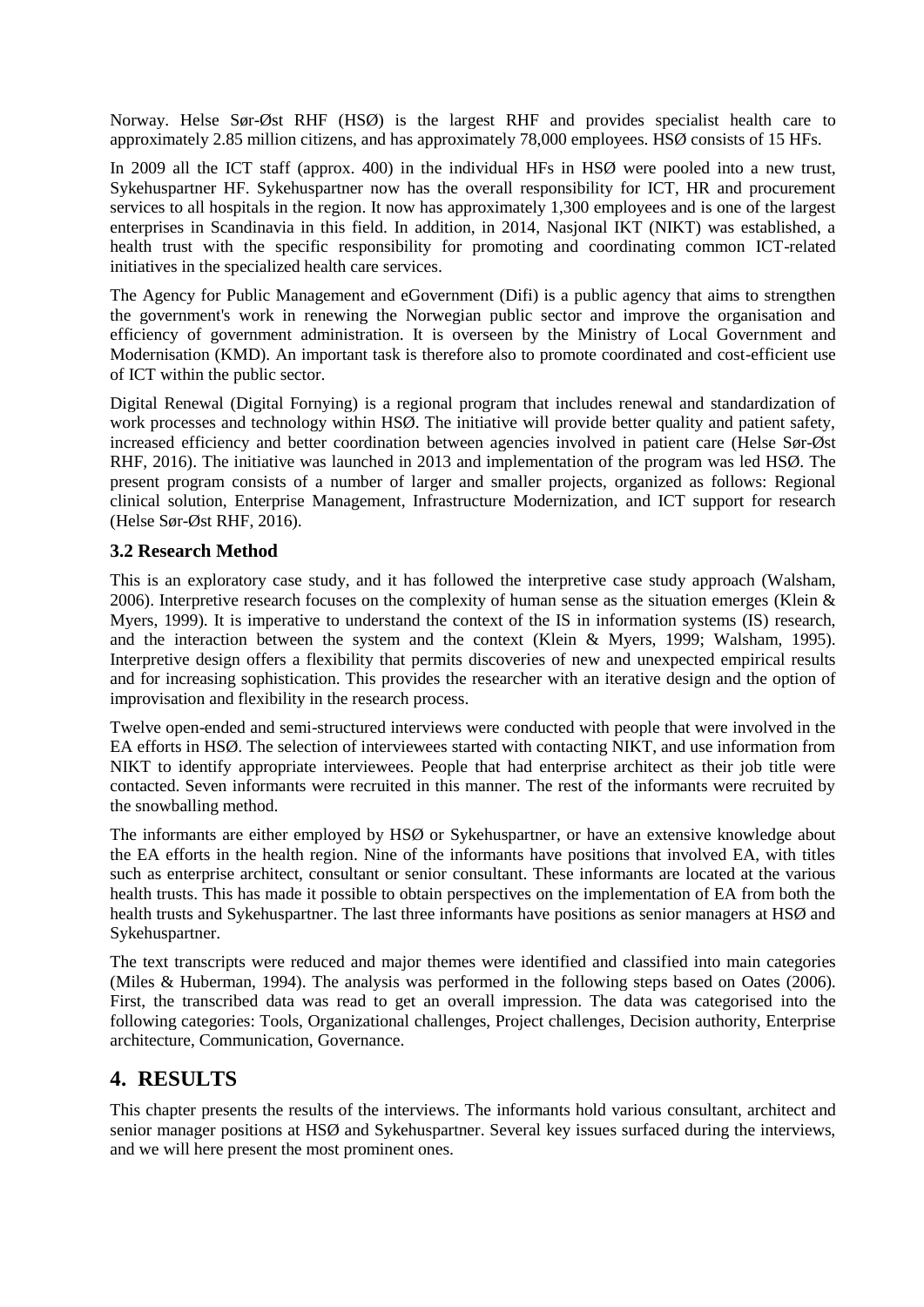Norway. Helse Sør-Øst RHF (HSØ) is the largest RHF and provides specialist health care to approximately 2.85 million citizens, and has approximately 78,000 employees. HSØ consists of 15 HFs.

In 2009 all the ICT staff (approx. 400) in the individual HFs in HSØ were pooled into a new trust, Sykehuspartner HF. Sykehuspartner now has the overall responsibility for ICT, HR and procurement services to all hospitals in the region. It now has approximately 1,300 employees and is one of the largest enterprises in Scandinavia in this field. In addition, in 2014, Nasjonal IKT (NIKT) was established, a health trust with the specific responsibility for promoting and coordinating common ICT-related initiatives in the specialized health care services.

The Agency for Public Management and eGovernment (Difi) is a public agency that aims to strengthen the government's work in renewing the Norwegian public sector and improve the organisation and efficiency of government administration. It is overseen by the Ministry of Local Government and Modernisation (KMD). An important task is therefore also to promote coordinated and cost-efficient use of ICT within the public sector.

Digital Renewal (Digital Fornying) is a regional program that includes renewal and standardization of work processes and technology within HSØ. The initiative will provide better quality and patient safety, increased efficiency and better coordination between agencies involved in patient care (Helse Sør-Øst RHF, 2016). The initiative was launched in 2013 and implementation of the program was led HSØ. The present program consists of a number of larger and smaller projects, organized as follows: Regional clinical solution, Enterprise Management, Infrastructure Modernization, and ICT support for research (Helse Sør-Øst RHF, 2016).

### 3.2 Research Method

This is an exploratory case study, and it has followed the interpretive case study approach (Walsham, 2006). Interpretive research focuses on the complexity of human sense as the situation emerges (Klein & Myers, 1999). It is imperative to understand the context of the IS in information systems (IS) research, and the interaction between the system and the context (Klein & Myers, 1999; Walsham, 1995). Interpretive design offers a flexibility that permits discoveries of new and unexpected empirical results and for increasing sophistication. This provides the researcher with an iterative design and the option of improvisation and flexibility in the research process.

Twelve open-ended and semi-structured interviews were conducted with people that were involved in the EA efforts in HSØ. The selection of interviewees started with contacting NIKT, and use information from NIKT to identify appropriate interviewees. People that had enterprise architect as their job title were contacted. Seven informants were recruited in this manner. The rest of the informants were recruited by the snowballing method.

The informants are either employed by HSØ or Sykehuspartner, or have an extensive knowledge about the EA efforts in the health region. Nine of the informants have positions that involved EA, with titles such as enterprise architect, consultant or senior consultant. These informants are located at the various health trusts. This has made it possible to obtain perspectives on the implementation of EA from both the health trusts and Sykehuspartner. The last three informants have positions as senior managers at HSØ and Sykehuspartner.

The text transcripts were reduced and major themes were identified and classified into main categories (Miles & Huberman, 1994). The analysis was performed in the following steps based on Oates (2006). First, the transcribed data was read to get an overall impression. The data was categorised into the following categories: Tools, Organizational challenges, Project challenges, Decision authority, Enterprise architecture, Communication, Governance.

## 4. RESULTS

This chapter presents the results of the interviews. The informants hold various consultant, architect and senior manager positions at HSØ and Sykehuspartner. Several key issues surfaced during the interviews, and we will here present the most prominent ones.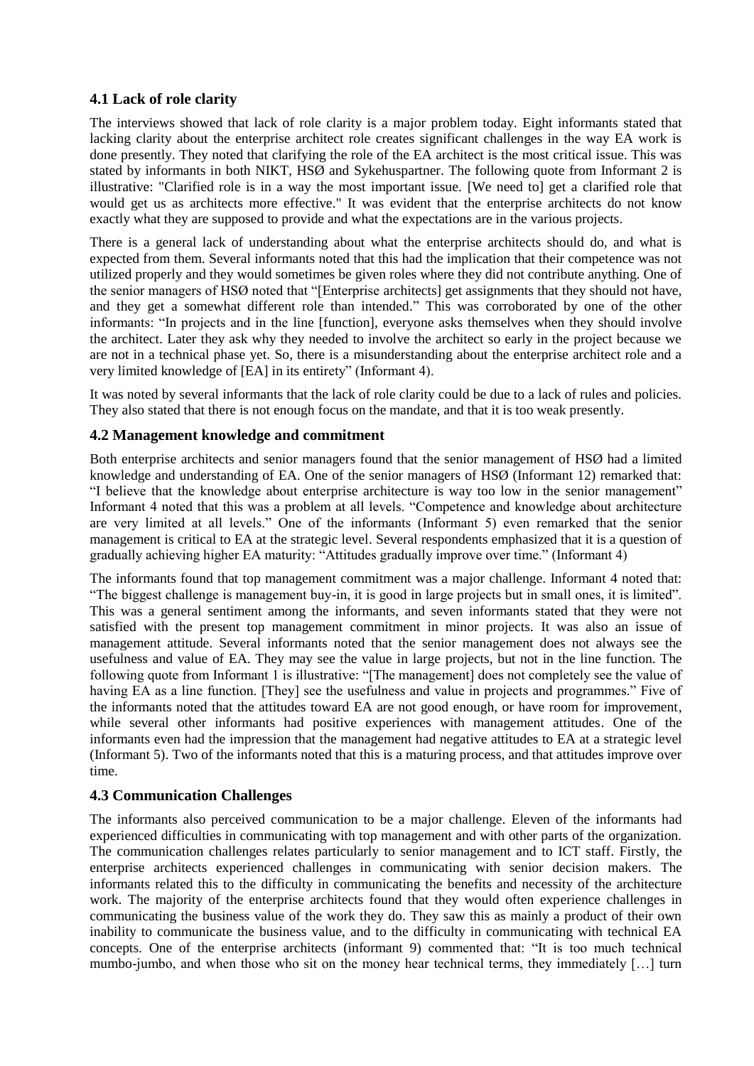### 4.1 Lack of role clarity

The interviews showed that lack of role clarity is a major problem today. Eight informants stated that lacking clarity about the enterprise architect role creates significant challenges in the way EA work is done presently. They noted that clarifying the role of the EA architect is the most critical issue. This was stated by informants in both NIKT, HSØ and Sykehuspartner. The following quote from Informant 2 is illustrative: "Clarified role is in a way the most important issue. [We need to] get a clarified role that would get us as architects more effective." It was evident that the enterprise architects do not know exactly what they are supposed to provide and what the expectations are in the various projects.

There is a general lack of understanding about what the enterprise architects should do, and what is expected from them. Several informants noted that this had the implication that their competence was not utilized properly and they would sometimes be given roles where they did not contribute anything. One of the senior managers of HSØ noted that "[Enterprise architects] get assignments that they should not have, and they get a somewhat different role than intended." This was corroborated by one of the other informants: "In projects and in the line [function], everyone asks themselves when they should involve the architect. Later they ask why they needed to involve the architect so early in the project because we are not in a technical phase yet. So, there is a misunderstanding about the enterprise architect role and a very limited knowledge of [EA] in its entirety" (Informant 4).

It was noted by several informants that the lack of role clarity could be due to a lack of rules and policies. They also stated that there is not enough focus on the mandate, and that it is too weak presently.

### 4.2 Management knowledge and commitment

Both enterprise architects and senior managers found that the senior management of HSØ had a limited knowledge and understanding of EA. One of the senior managers of HSØ (Informant 12) remarked that: "I believe that the knowledge about enterprise architecture is way too low in the senior management" Informant 4 noted that this was a problem at all levels. "Competence and knowledge about architecture are very limited at all levels." One of the informants (Informant 5) even remarked that the senior management is critical to EA at the strategic level. Several respondents emphasized that it is a question of gradually achieving higher EA maturity: "Attitudes gradually improve over time." (Informant 4)

The informants found that top management commitment was a major challenge. Informant 4 noted that: "The biggest challenge is management buy-in, it is good in large projects but in small ones, it is limited". This was a general sentiment among the informants, and seven informants stated that they were not satisfied with the present top management commitment in minor projects. It was also an issue of management attitude. Several informants noted that the senior management does not always see the usefulness and value of EA. They may see the value in large projects, but not in the line function. The following quote from Informant 1 is illustrative: "[The management] does not completely see the value of having EA as a line function. [They] see the usefulness and value in projects and programmes." Five of the informants noted that the attitudes toward EA are not good enough, or have room for improvement, while several other informants had positive experiences with management attitudes. One of the informants even had the impression that the management had negative attitudes to EA at a strategic level (Informant 5). Two of the informants noted that this is a maturing process, and that attitudes improve over time.

### 4.3 Communication Challenges

The informants also perceived communication to be a major challenge. Eleven of the informants had experienced difficulties in communicating with top management and with other parts of the organization. The communication challenges relates particularly to senior management and to ICT staff. Firstly, the enterprise architects experienced challenges in communicating with senior decision makers. The informants related this to the difficulty in communicating the benefits and necessity of the architecture work. The majority of the enterprise architects found that they would often experience challenges in communicating the business value of the work they do. They saw this as mainly a product of their own inability to communicate the business value, and to the difficulty in communicating with technical EA concepts. One of the enterprise architects (informant 9) commented that: "It is too much technical mumbo-jumbo, and when those who sit on the money hear technical terms, they immediately […] turn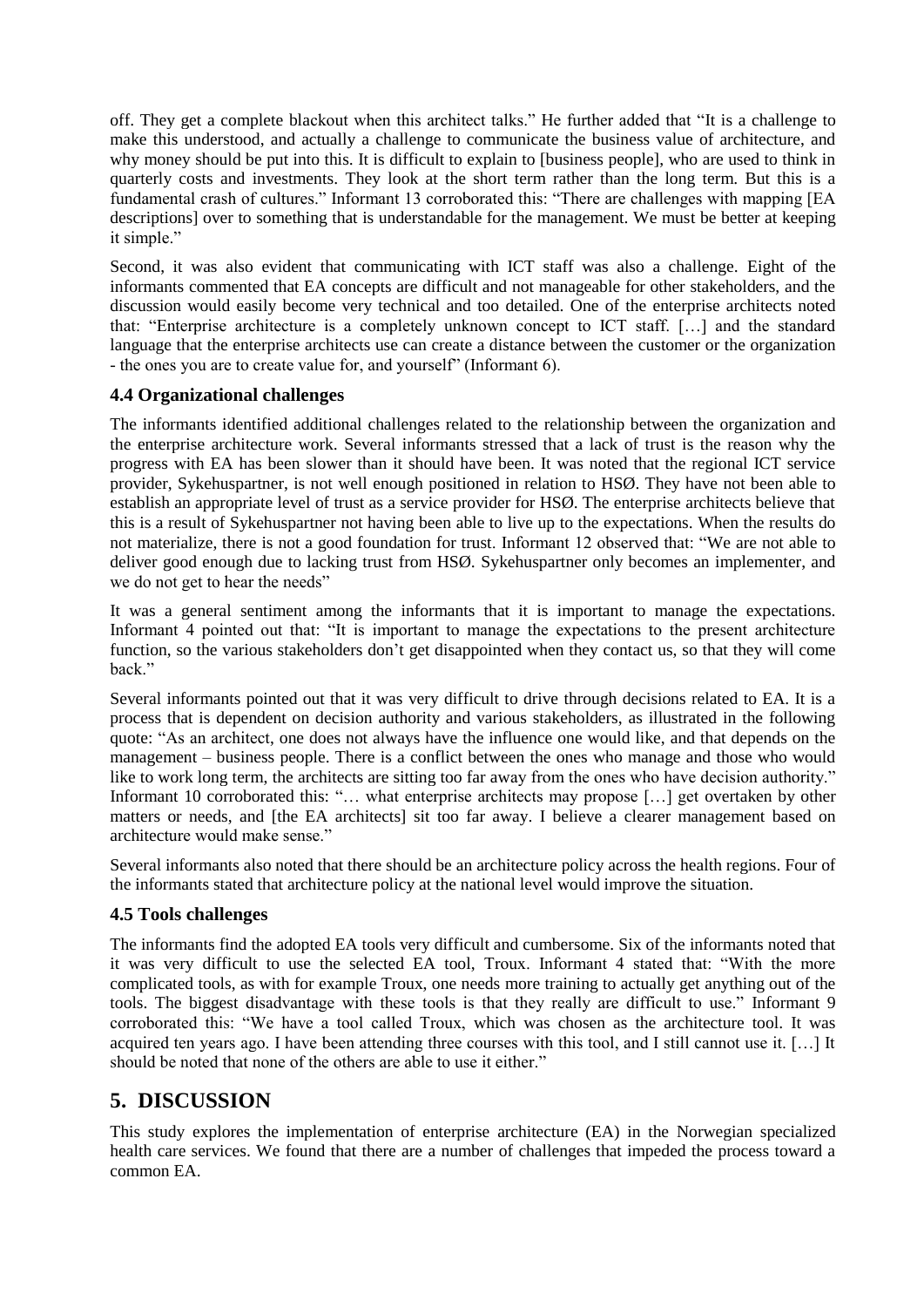off. They get a complete blackout when this architect talks." He further added that "It is a challenge to make this understood, and actually a challenge to communicate the business value of architecture, and why money should be put into this. It is difficult to explain to [business people], who are used to think in quarterly costs and investments. They look at the short term rather than the long term. But this is a fundamental crash of cultures." Informant 13 corroborated this: "There are challenges with mapping [EA descriptions] over to something that is understandable for the management. We must be better at keeping it simple."

Second, it was also evident that communicating with ICT staff was also a challenge. Eight of the informants commented that EA concepts are difficult and not manageable for other stakeholders, and the discussion would easily become very technical and too detailed. One of the enterprise architects noted that: "Enterprise architecture is a completely unknown concept to ICT staff. […] and the standard language that the enterprise architects use can create a distance between the customer or the organization - the ones you are to create value for, and yourself" (Informant 6).

### 4.4 Organizational challenges

The informants identified additional challenges related to the relationship between the organization and the enterprise architecture work. Several informants stressed that a lack of trust is the reason why the progress with EA has been slower than it should have been. It was noted that the regional ICT service provider, Sykehuspartner, is not well enough positioned in relation to HSØ. They have not been able to establish an appropriate level of trust as a service provider for HSØ. The enterprise architects believe that this is a result of Sykehuspartner not having been able to live up to the expectations. When the results do not materialize, there is not a good foundation for trust. Informant 12 observed that: "We are not able to deliver good enough due to lacking trust from HSØ. Sykehuspartner only becomes an implementer, and we do not get to hear the needs"

It was a general sentiment among the informants that it is important to manage the expectations. Informant 4 pointed out that: "It is important to manage the expectations to the present architecture function, so the various stakeholders don't get disappointed when they contact us, so that they will come back."

Several informants pointed out that it was very difficult to drive through decisions related to EA. It is a process that is dependent on decision authority and various stakeholders, as illustrated in the following quote: "As an architect, one does not always have the influence one would like, and that depends on the management – business people. There is a conflict between the ones who manage and those who would like to work long term, the architects are sitting too far away from the ones who have decision authority." Informant 10 corroborated this: "… what enterprise architects may propose […] get overtaken by other matters or needs, and [the EA architects] sit too far away. I believe a clearer management based on architecture would make sense."

Several informants also noted that there should be an architecture policy across the health regions. Four of the informants stated that architecture policy at the national level would improve the situation.

### 4.5 Tools challenges

The informants find the adopted EA tools very difficult and cumbersome. Six of the informants noted that it was very difficult to use the selected EA tool, Troux. Informant 4 stated that: "With the more complicated tools, as with for example Troux, one needs more training to actually get anything out of the tools. The biggest disadvantage with these tools is that they really are difficult to use." Informant 9 corroborated this: "We have a tool called Troux, which was chosen as the architecture tool. It was acquired ten years ago. I have been attending three courses with this tool, and I still cannot use it. […] It should be noted that none of the others are able to use it either."

## 5. DISCUSSION

This study explores the implementation of enterprise architecture (EA) in the Norwegian specialized health care services. We found that there are a number of challenges that impeded the process toward a common EA.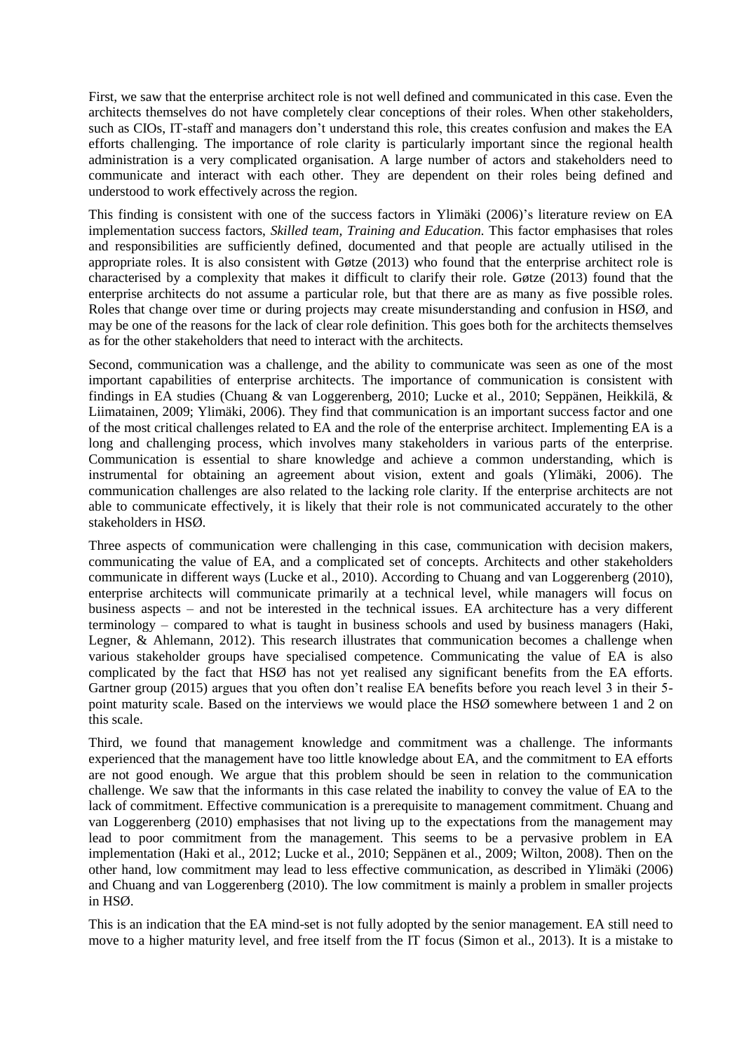First, we saw that the enterprise architect role is not well defined and communicated in this case. Even the architects themselves do not have completely clear conceptions of their roles. When other stakeholders, such as CIOs, IT-staff and managers don't understand this role, this creates confusion and makes the EA efforts challenging. The importance of role clarity is particularly important since the regional health administration is a very complicated organisation. A large number of actors and stakeholders need to communicate and interact with each other. They are dependent on their roles being defined and understood to work effectively across the region.

This finding is consistent with one of the success factors in Ylimäki (2006)'s literature review on EA implementation success factors, *Skilled team, Training and Education.* This factor emphasises that roles and responsibilities are sufficiently defined, documented and that people are actually utilised in the appropriate roles. It is also consistent with Gøtze (2013) who found that the enterprise architect role is characterised by a complexity that makes it difficult to clarify their role. Gøtze (2013) found that the enterprise architects do not assume a particular role, but that there are as many as five possible roles. Roles that change over time or during projects may create misunderstanding and confusion in HSØ, and may be one of the reasons for the lack of clear role definition. This goes both for the architects themselves as for the other stakeholders that need to interact with the architects.

Second, communication was a challenge, and the ability to communicate was seen as one of the most important capabilities of enterprise architects. The importance of communication is consistent with findings in EA studies (Chuang & van Loggerenberg, 2010; Lucke et al., 2010; Seppänen, Heikkilä, & Liimatainen, 2009; Ylimäki, 2006). They find that communication is an important success factor and one of the most critical challenges related to EA and the role of the enterprise architect. Implementing EA is a long and challenging process, which involves many stakeholders in various parts of the enterprise. Communication is essential to share knowledge and achieve a common understanding, which is instrumental for obtaining an agreement about vision, extent and goals (Ylimäki, 2006). The communication challenges are also related to the lacking role clarity. If the enterprise architects are not able to communicate effectively, it is likely that their role is not communicated accurately to the other stakeholders in HSØ.

Three aspects of communication were challenging in this case, communication with decision makers, communicating the value of EA, and a complicated set of concepts. Architects and other stakeholders communicate in different ways (Lucke et al., 2010). According to Chuang and van Loggerenberg (2010), enterprise architects will communicate primarily at a technical level, while managers will focus on business aspects – and not be interested in the technical issues. EA architecture has a very different terminology – compared to what is taught in business schools and used by business managers (Haki, Legner, & Ahlemann, 2012). This research illustrates that communication becomes a challenge when various stakeholder groups have specialised competence. Communicating the value of EA is also complicated by the fact that HSØ has not yet realised any significant benefits from the EA efforts. Gartner group (2015) argues that you often don't realise EA benefits before you reach level 3 in their 5-point maturity scale. Based on the interviews we would place the HSØ somewhere between 1 and 2 on this scale.

Third, we found that management knowledge and commitment was a challenge. The informants experienced that the management have too little knowledge about EA, and the commitment to EA efforts are not good enough. We argue that this problem should be seen in relation to the communication challenge. We saw that the informants in this case related the inability to convey the value of EA to the lack of commitment. Effective communication is a prerequisite to management commitment. Chuang and van Loggerenberg (2010) emphasises that not living up to the expectations from the management may lead to poor commitment from the management. This seems to be a pervasive problem in EA implementation (Haki et al., 2012; Lucke et al., 2010; Seppänen et al., 2009; Wilton, 2008). Then on the other hand, low commitment may lead to less effective communication, as described in Ylimäki (2006) and Chuang and van Loggerenberg (2010). The low commitment is mainly a problem in smaller projects in HSØ.

This is an indication that the EA mind-set is not fully adopted by the senior management. EA still need to move to a higher maturity level, and free itself from the IT focus (Simon et al., 2013). It is a mistake to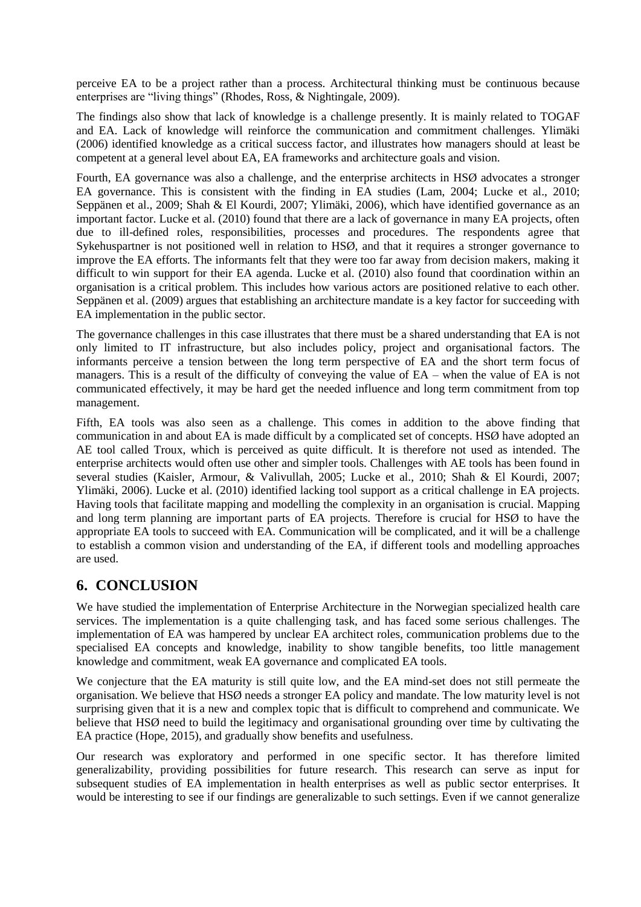perceive EA to be a project rather than a process. Architectural thinking must be continuous because enterprises are "living things" (Rhodes, Ross, & Nightingale, 2009).

The findings also show that lack of knowledge is a challenge presently. It is mainly related to TOGAF and EA. Lack of knowledge will reinforce the communication and commitment challenges. Ylimäki (2006) identified knowledge as a critical success factor, and illustrates how managers should at least be competent at a general level about EA, EA frameworks and architecture goals and vision.

Fourth, EA governance was also a challenge, and the enterprise architects in HSØ advocates a stronger EA governance. This is consistent with the finding in EA studies (Lam, 2004; Lucke et al., 2010; Seppänen et al., 2009; Shah & El Kourdi, 2007; Ylimäki, 2006), which have identified governance as an important factor. Lucke et al. (2010) found that there are a lack of governance in many EA projects, often due to ill-defined roles, responsibilities, processes and procedures. The respondents agree that Sykehuspartner is not positioned well in relation to HSØ, and that it requires a stronger governance to improve the EA efforts. The informants felt that they were too far away from decision makers, making it difficult to win support for their EA agenda. Lucke et al. (2010) also found that coordination within an organisation is a critical problem. This includes how various actors are positioned relative to each other. Seppänen et al. (2009) argues that establishing an architecture mandate is a key factor for succeeding with EA implementation in the public sector.

The governance challenges in this case illustrates that there must be a shared understanding that EA is not only limited to IT infrastructure, but also includes policy, project and organisational factors. The informants perceive a tension between the long term perspective of EA and the short term focus of managers. This is a result of the difficulty of conveying the value of EA – when the value of EA is not communicated effectively, it may be hard get the needed influence and long term commitment from top management.

Fifth, EA tools was also seen as a challenge. This comes in addition to the above finding that communication in and about EA is made difficult by a complicated set of concepts. HSØ have adopted an AE tool called Troux, which is perceived as quite difficult. It is therefore not used as intended. The enterprise architects would often use other and simpler tools. Challenges with AE tools has been found in several studies (Kaisler, Armour, & Valivullah, 2005; Lucke et al., 2010; Shah & El Kourdi, 2007; Ylimäki, 2006). Lucke et al. (2010) identified lacking tool support as a critical challenge in EA projects. Having tools that facilitate mapping and modelling the complexity in an organisation is crucial. Mapping and long term planning are important parts of EA projects. Therefore is crucial for HSØ to have the appropriate EA tools to succeed with EA. Communication will be complicated, and it will be a challenge to establish a common vision and understanding of the EA, if different tools and modelling approaches are used.

## 6. CONCLUSION

We have studied the implementation of Enterprise Architecture in the Norwegian specialized health care services. The implementation is a quite challenging task, and has faced some serious challenges. The implementation of EA was hampered by unclear EA architect roles, communication problems due to the specialised EA concepts and knowledge, inability to show tangible benefits, too little management knowledge and commitment, weak EA governance and complicated EA tools.

We conjecture that the EA maturity is still quite low, and the EA mind-set does not still permeate the organisation. We believe that HSØ needs a stronger EA policy and mandate. The low maturity level is not surprising given that it is a new and complex topic that is difficult to comprehend and communicate. We believe that HSØ need to build the legitimacy and organisational grounding over time by cultivating the EA practice (Hope, 2015), and gradually show benefits and usefulness.

Our research was exploratory and performed in one specific sector. It has therefore limited generalizability, providing possibilities for future research. This research can serve as input for subsequent studies of EA implementation in health enterprises as well as public sector enterprises. It would be interesting to see if our findings are generalizable to such settings. Even if we cannot generalize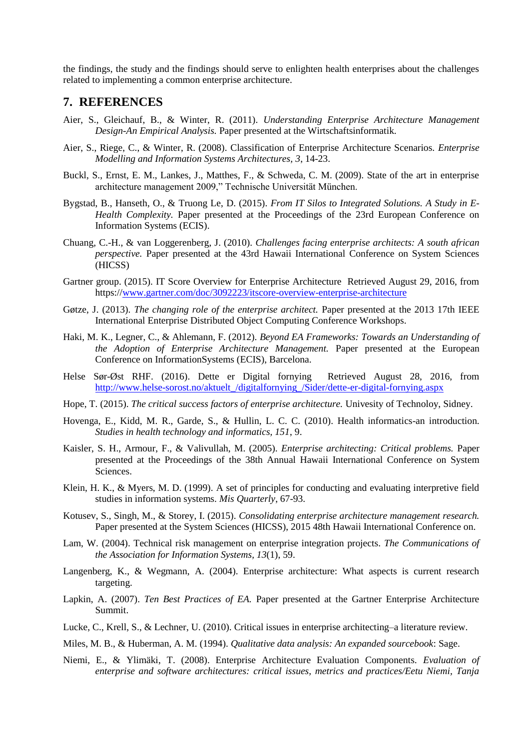the findings, the study and the findings should serve to enlighten health enterprises about the challenges related to implementing a common enterprise architecture.

## 7. REFERENCES

Aier, S., Gleichauf, B., & Winter, R. (2011). *Understanding Enterprise Architecture Management Design-An Empirical Analysis.* Paper presented at the Wirtschaftsinformatik.

Aier, S., Riege, C., & Winter, R. (2008). Classification of Enterprise Architecture Scenarios. *Enterprise Modelling and Information Systems Architectures, 3*, 14-23.

Buckl, S., Ernst, E. M., Lankes, J., Matthes, F., & Schweda, C. M. (2009). State of the art in enterprise architecture management 2009," Technische Universität München.

Bygstad, B., Hanseth, O., & Truong Le, D. (2015). *From IT Silos to Integrated Solutions. A Study in E-Health Complexity.* Paper presented at the Proceedings of the 23rd European Conference on Information Systems (ECIS).

Chuang, C.-H., & van Loggerenberg, J. (2010). *Challenges facing enterprise architects: A south african perspective.* Paper presented at the 43rd Hawaii International Conference on System Sciences (HICSS)

Gartner group. (2015). IT Score Overview for Enterprise Architecture Retrieved August 29, 2016, from https://www.gartner.com/doc/3092223/itscore-overview-enterprise-architecture

Gøtze, J. (2013). *The changing role of the enterprise architect.* Paper presented at the 2013 17th IEEE International Enterprise Distributed Object Computing Conference Workshops.

Haki, M. K., Legner, C., & Ahlemann, F. (2012). *Beyond EA Frameworks: Towards an Understanding of the Adoption of Enterprise Architecture Management.* Paper presented at the European Conference on InformationSystems (ECIS), Barcelona.

Helse Sør-Øst RHF. (2016). Dette er Digital fornying Retrieved August 28, 2016, from http://www.helse-sorost.no/aktuelt_/digitalfornying_/Sider/dette-er-digital-fornying.aspx

Hope, T. (2015). *The critical success factors of enterprise architecture.* Univesity of Technoloy, Sidney.

Hovenga, E., Kidd, M. R., Garde, S., & Hullin, L. C. C. (2010). Health informatics-an introduction. *Studies in health technology and informatics, 151*, 9.

Kaisler, S. H., Armour, F., & Valivullah, M. (2005). *Enterprise architecting: Critical problems.* Paper presented at the Proceedings of the 38th Annual Hawaii International Conference on System Sciences.

Klein, H. K., & Myers, M. D. (1999). A set of principles for conducting and evaluating interpretive field studies in information systems. *Mis Quarterly*, 67-93.

Kotusev, S., Singh, M., & Storey, I. (2015). *Consolidating enterprise architecture management research.* Paper presented at the System Sciences (HICSS), 2015 48th Hawaii International Conference on.

Lam, W. (2004). Technical risk management on enterprise integration projects. *The Communications of the Association for Information Systems, 13*(1), 59.

Langenberg, K., & Wegmann, A. (2004). Enterprise architecture: What aspects is current research targeting.

Lapkin, A. (2007). *Ten Best Practices of EA.* Paper presented at the Gartner Enterprise Architecture Summit.

Lucke, C., Krell, S., & Lechner, U. (2010). Critical issues in enterprise architecting–a literature review.

Miles, M. B., & Huberman, A. M. (1994). *Qualitative data analysis: An expanded sourcebook*: Sage.

Niemi, E., & Ylimäki, T. (2008). Enterprise Architecture Evaluation Components. *Evaluation of enterprise and software architectures: critical issues, metrics and practices/Eetu Niemi, Tanja*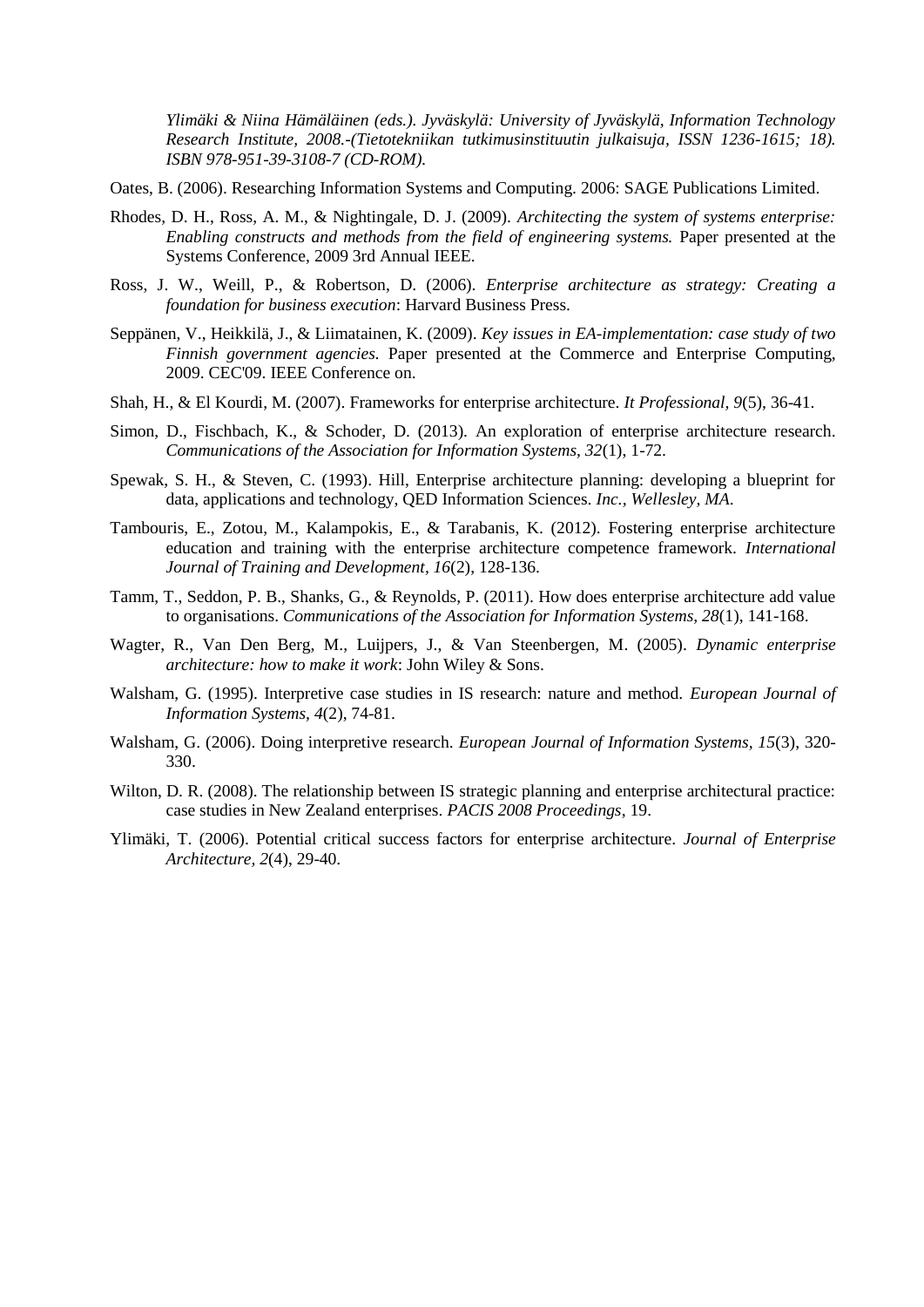*Ylimäki & Niina Hämäläinen (eds.). Jyväskylä: University of Jyväskylä, Information Technology Research Institute, 2008.-(Tietotekniikan tutkimusinstituutin julkaisuja, ISSN 1236-1615; 18). ISBN 978-951-39-3108-7 (CD-ROM).*

Oates, B. (2006). Researching Information Systems and Computing. 2006: SAGE Publications Limited.

Rhodes, D. H., Ross, A. M., & Nightingale, D. J. (2009). *Architecting the system of systems enterprise: Enabling constructs and methods from the field of engineering systems.* Paper presented at the Systems Conference, 2009 3rd Annual IEEE.

Ross, J. W., Weill, P., & Robertson, D. (2006). *Enterprise architecture as strategy: Creating a foundation for business execution*: Harvard Business Press.

Seppänen, V., Heikkilä, J., & Liimatainen, K. (2009). *Key issues in EA-implementation: case study of two Finnish government agencies.* Paper presented at the Commerce and Enterprise Computing, 2009. CEC'09. IEEE Conference on.

Shah, H., & El Kourdi, M. (2007). Frameworks for enterprise architecture. *It Professional, 9*(5), 36-41.

Simon, D., Fischbach, K., & Schoder, D. (2013). An exploration of enterprise architecture research. *Communications of the Association for Information Systems, 32*(1), 1-72.

Spewak, S. H., & Steven, C. (1993). Hill, Enterprise architecture planning: developing a blueprint for data, applications and technology, QED Information Sciences. *Inc., Wellesley, MA.*

Tambouris, E., Zotou, M., Kalampokis, E., & Tarabanis, K. (2012). Fostering enterprise architecture education and training with the enterprise architecture competence framework. *International Journal of Training and Development, 16*(2), 128-136.

Tamm, T., Seddon, P. B., Shanks, G., & Reynolds, P. (2011). How does enterprise architecture add value to organisations. *Communications of the Association for Information Systems, 28*(1), 141-168.

Wagter, R., Van Den Berg, M., Luijpers, J., & Van Steenbergen, M. (2005). *Dynamic enterprise architecture: how to make it work*: John Wiley & Sons.

Walsham, G. (1995). Interpretive case studies in IS research: nature and method. *European Journal of Information Systems, 4*(2), 74-81.

Walsham, G. (2006). Doing interpretive research. *European Journal of Information Systems, 15*(3), 320-330.

Wilton, D. R. (2008). The relationship between IS strategic planning and enterprise architectural practice: case studies in New Zealand enterprises. *PACIS 2008 Proceedings*, 19.

Ylimäki, T. (2006). Potential critical success factors for enterprise architecture. *Journal of Enterprise Architecture, 2*(4), 29-40.